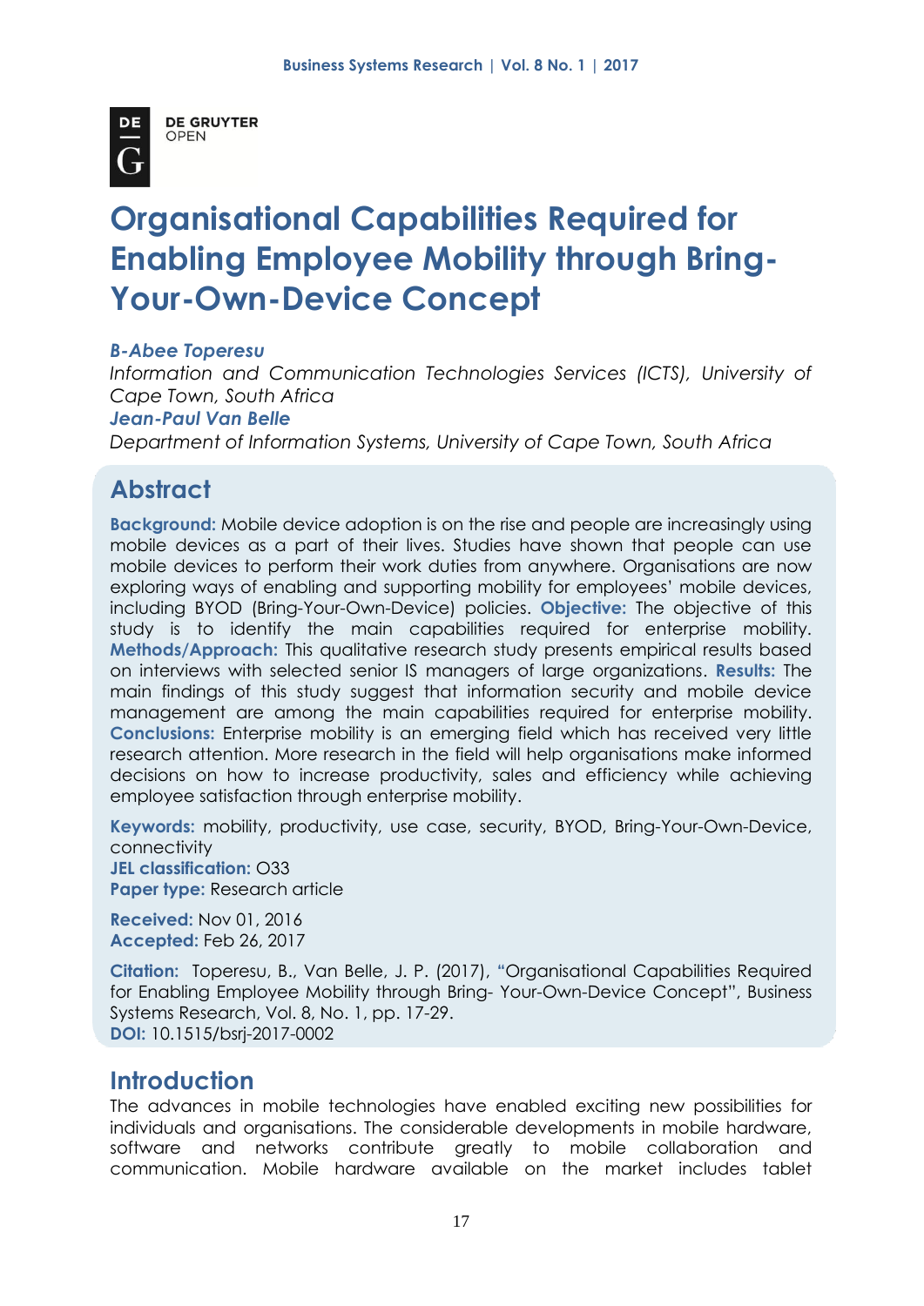# Organisational Capabilities Required for Enabling Employee Mobility through Bring-Your-Own-Device Concept

***B-Abee Toperesu***
*Information and Communication Technologies Services (ICTS), University of Cape Town, South Africa*
***Jean-Paul Van Belle***
*Department of Information Systems, University of Cape Town, South Africa*

## Abstract

**Background:** Mobile device adoption is on the rise and people are increasingly using mobile devices as a part of their lives. Studies have shown that people can use mobile devices to perform their work duties from anywhere. Organisations are now exploring ways of enabling and supporting mobility for employees' mobile devices, including BYOD (Bring-Your-Own-Device) policies. **Objective:** The objective of this study is to identify the main capabilities required for enterprise mobility. **Methods/Approach:** This qualitative research study presents empirical results based on interviews with selected senior IS managers of large organizations. **Results:** The main findings of this study suggest that information security and mobile device management are among the main capabilities required for enterprise mobility. **Conclusions:** Enterprise mobility is an emerging field which has received very little research attention. More research in the field will help organisations make informed decisions on how to increase productivity, sales and efficiency while achieving employee satisfaction through enterprise mobility.

**Keywords:** mobility, productivity, use case, security, BYOD, Bring-Your-Own-Device, connectivity
**JEL classification:** O33
**Paper type:** Research article

**Received:** Nov 01, 2016
**Accepted:** Feb 26, 2017

**Citation:** Toperesu, B., Van Belle, J. P. (2017), "Organisational Capabilities Required for Enabling Employee Mobility through Bring- Your-Own-Device Concept", Business Systems Research, Vol. 8, No. 1, pp. 17-29.
**DOI:** 10.1515/bsrj-2017-0002

## Introduction

The advances in mobile technologies have enabled exciting new possibilities for individuals and organisations. The considerable developments in mobile hardware, software and networks contribute greatly to mobile collaboration and communication. Mobile hardware available on the market includes tablet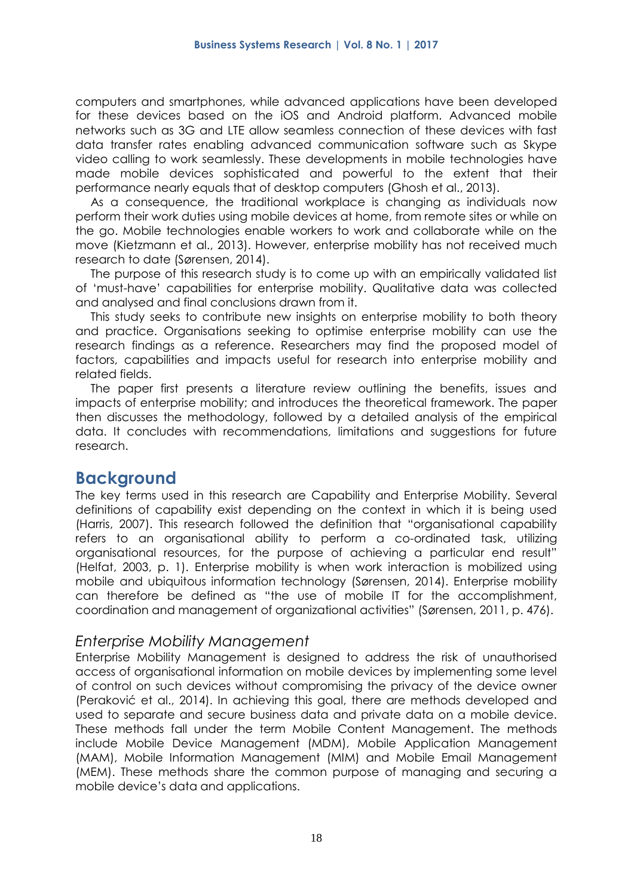computers and smartphones, while advanced applications have been developed for these devices based on the iOS and Android platform. Advanced mobile networks such as 3G and LTE allow seamless connection of these devices with fast data transfer rates enabling advanced communication software such as Skype video calling to work seamlessly. These developments in mobile technologies have made mobile devices sophisticated and powerful to the extent that their performance nearly equals that of desktop computers (Ghosh et al., 2013).

As a consequence, the traditional workplace is changing as individuals now perform their work duties using mobile devices at home, from remote sites or while on the go. Mobile technologies enable workers to work and collaborate while on the move (Kietzmann et al., 2013). However, enterprise mobility has not received much research to date (Sørensen, 2014).

The purpose of this research study is to come up with an empirically validated list of 'must-have' capabilities for enterprise mobility. Qualitative data was collected and analysed and final conclusions drawn from it.

This study seeks to contribute new insights on enterprise mobility to both theory and practice. Organisations seeking to optimise enterprise mobility can use the research findings as a reference. Researchers may find the proposed model of factors, capabilities and impacts useful for research into enterprise mobility and related fields.

The paper first presents a literature review outlining the benefits, issues and impacts of enterprise mobility; and introduces the theoretical framework. The paper then discusses the methodology, followed by a detailed analysis of the empirical data. It concludes with recommendations, limitations and suggestions for future research.

## Background

The key terms used in this research are Capability and Enterprise Mobility. Several definitions of capability exist depending on the context in which it is being used (Harris, 2007). This research followed the definition that "organisational capability refers to an organisational ability to perform a co-ordinated task, utilizing organisational resources, for the purpose of achieving a particular end result" (Helfat, 2003, p. 1). Enterprise mobility is when work interaction is mobilized using mobile and ubiquitous information technology (Sørensen, 2014). Enterprise mobility can therefore be defined as "the use of mobile IT for the accomplishment, coordination and management of organizational activities" (Sørensen, 2011, p. 476).

### *Enterprise Mobility Management*

Enterprise Mobility Management is designed to address the risk of unauthorised access of organisational information on mobile devices by implementing some level of control on such devices without compromising the privacy of the device owner (Peraković et al., 2014). In achieving this goal, there are methods developed and used to separate and secure business data and private data on a mobile device. These methods fall under the term Mobile Content Management. The methods include Mobile Device Management (MDM), Mobile Application Management (MAM), Mobile Information Management (MIM) and Mobile Email Management (MEM). These methods share the common purpose of managing and securing a mobile device's data and applications.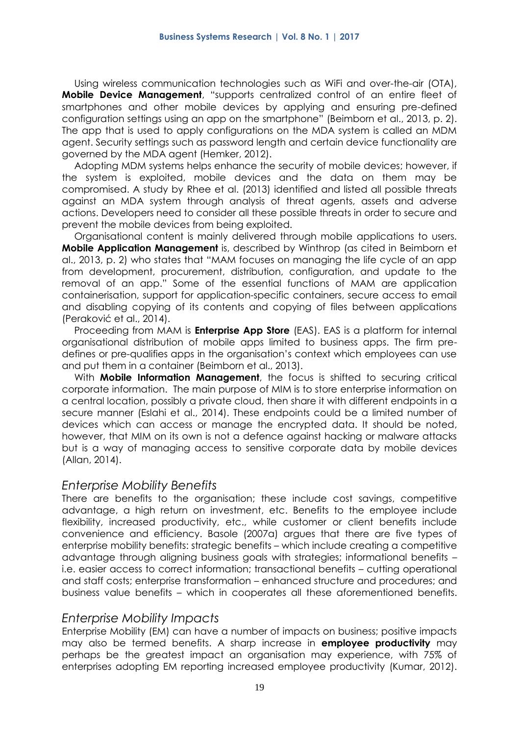Using wireless communication technologies such as WiFi and over-the-air (OTA), **Mobile Device Management**, "supports centralized control of an entire fleet of smartphones and other mobile devices by applying and ensuring pre-defined configuration settings using an app on the smartphone" (Beimborn et al., 2013, p. 2). The app that is used to apply configurations on the MDA system is called an MDM agent. Security settings such as password length and certain device functionality are governed by the MDA agent (Hemker, 2012).

Adopting MDM systems helps enhance the security of mobile devices; however, if the system is exploited, mobile devices and the data on them may be compromised. A study by Rhee et al. (2013) identified and listed all possible threats against an MDA system through analysis of threat agents, assets and adverse actions. Developers need to consider all these possible threats in order to secure and prevent the mobile devices from being exploited.

Organisational content is mainly delivered through mobile applications to users. **Mobile Application Management** is, described by Winthrop (as cited in Beimborn et al., 2013, p. 2) who states that "MAM focuses on managing the life cycle of an app from development, procurement, distribution, configuration, and update to the removal of an app." Some of the essential functions of MAM are application containerisation, support for application-specific containers, secure access to email and disabling copying of its contents and copying of files between applications (Peraković et al., 2014).

Proceeding from MAM is **Enterprise App Store** (EAS). EAS is a platform for internal organisational distribution of mobile apps limited to business apps. The firm pre-defines or pre-qualifies apps in the organisation's context which employees can use and put them in a container (Beimborn et al., 2013).

With **Mobile Information Management**, the focus is shifted to securing critical corporate information. The main purpose of MIM is to store enterprise information on a central location, possibly a private cloud, then share it with different endpoints in a secure manner (Eslahi et al., 2014). These endpoints could be a limited number of devices which can access or manage the encrypted data. It should be noted, however, that MIM on its own is not a defence against hacking or malware attacks but is a way of managing access to sensitive corporate data by mobile devices (Allan, 2014).

### *Enterprise Mobility Benefits*

There are benefits to the organisation; these include cost savings, competitive advantage, a high return on investment, etc. Benefits to the employee include flexibility, increased productivity, etc., while customer or client benefits include convenience and efficiency. Basole (2007a) argues that there are five types of enterprise mobility benefits: strategic benefits – which include creating a competitive advantage through aligning business goals with strategies; informational benefits – i.e. easier access to correct information; transactional benefits – cutting operational and staff costs; enterprise transformation – enhanced structure and procedures; and business value benefits – which in cooperates all these aforementioned benefits.

### *Enterprise Mobility Impacts*

Enterprise Mobility (EM) can have a number of impacts on business; positive impacts may also be termed benefits. A sharp increase in **employee productivity** may perhaps be the greatest impact an organisation may experience, with 75% of enterprises adopting EM reporting increased employee productivity (Kumar, 2012).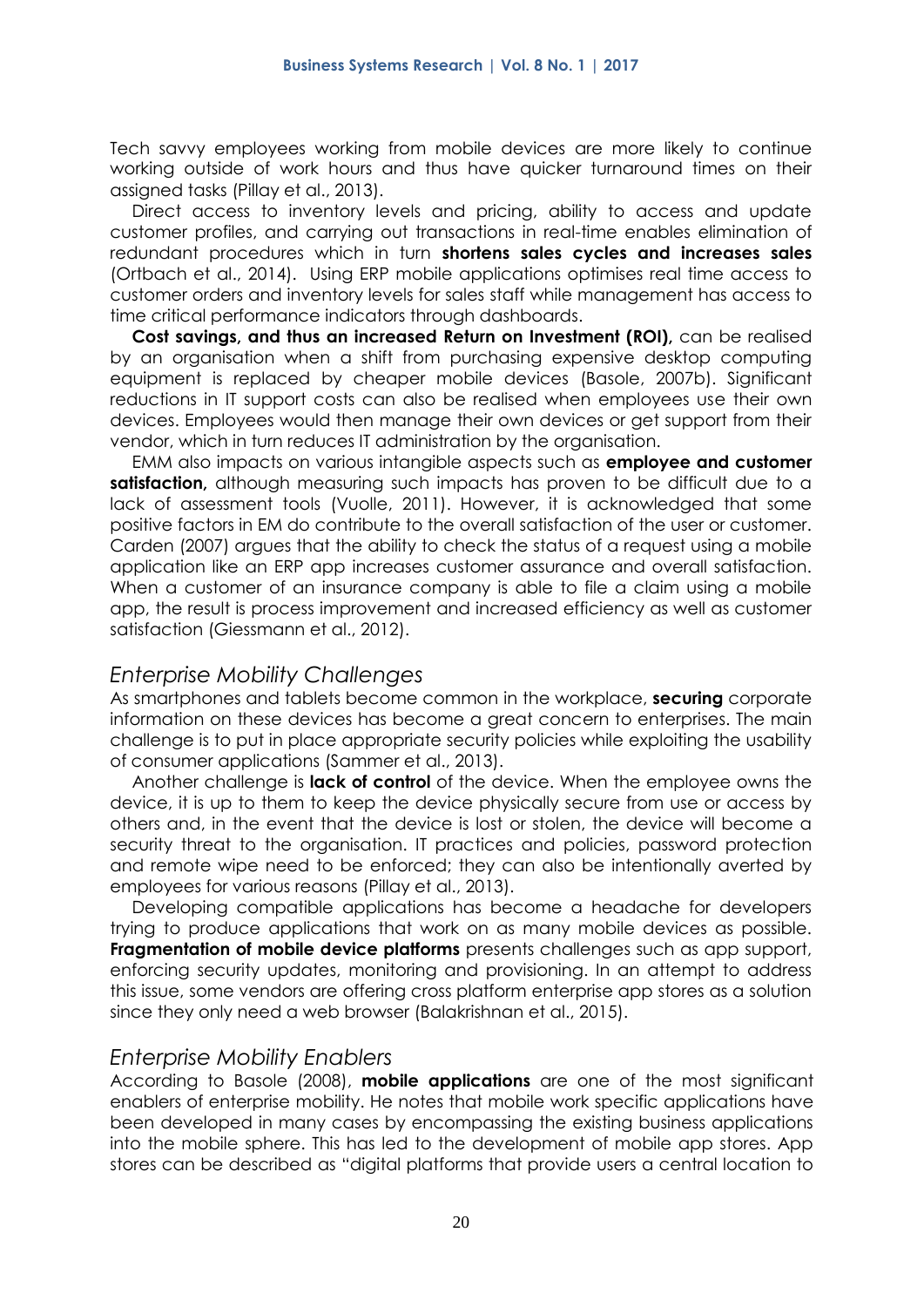Tech savvy employees working from mobile devices are more likely to continue working outside of work hours and thus have quicker turnaround times on their assigned tasks (Pillay et al., 2013).

Direct access to inventory levels and pricing, ability to access and update customer profiles, and carrying out transactions in real-time enables elimination of redundant procedures which in turn **shortens sales cycles and increases sales** (Ortbach et al., 2014). Using ERP mobile applications optimises real time access to customer orders and inventory levels for sales staff while management has access to time critical performance indicators through dashboards.

**Cost savings, and thus an increased Return on Investment (ROI),** can be realised by an organisation when a shift from purchasing expensive desktop computing equipment is replaced by cheaper mobile devices (Basole, 2007b). Significant reductions in IT support costs can also be realised when employees use their own devices. Employees would then manage their own devices or get support from their vendor, which in turn reduces IT administration by the organisation.

EMM also impacts on various intangible aspects such as **employee and customer satisfaction,** although measuring such impacts has proven to be difficult due to a lack of assessment tools (Vuolle, 2011). However, it is acknowledged that some positive factors in EM do contribute to the overall satisfaction of the user or customer. Carden (2007) argues that the ability to check the status of a request using a mobile application like an ERP app increases customer assurance and overall satisfaction. When a customer of an insurance company is able to file a claim using a mobile app, the result is process improvement and increased efficiency as well as customer satisfaction (Giessmann et al., 2012).

## *Enterprise Mobility Challenges*

As smartphones and tablets become common in the workplace, **securing** corporate information on these devices has become a great concern to enterprises. The main challenge is to put in place appropriate security policies while exploiting the usability of consumer applications (Sammer et al., 2013).

Another challenge is **lack of control** of the device. When the employee owns the device, it is up to them to keep the device physically secure from use or access by others and, in the event that the device is lost or stolen, the device will become a security threat to the organisation. IT practices and policies, password protection and remote wipe need to be enforced; they can also be intentionally averted by employees for various reasons (Pillay et al., 2013).

Developing compatible applications has become a headache for developers trying to produce applications that work on as many mobile devices as possible. **Fragmentation of mobile device platforms** presents challenges such as app support, enforcing security updates, monitoring and provisioning. In an attempt to address this issue, some vendors are offering cross platform enterprise app stores as a solution since they only need a web browser (Balakrishnan et al., 2015).

## *Enterprise Mobility Enablers*

According to Basole (2008), **mobile applications** are one of the most significant enablers of enterprise mobility. He notes that mobile work specific applications have been developed in many cases by encompassing the existing business applications into the mobile sphere. This has led to the development of mobile app stores. App stores can be described as "digital platforms that provide users a central location to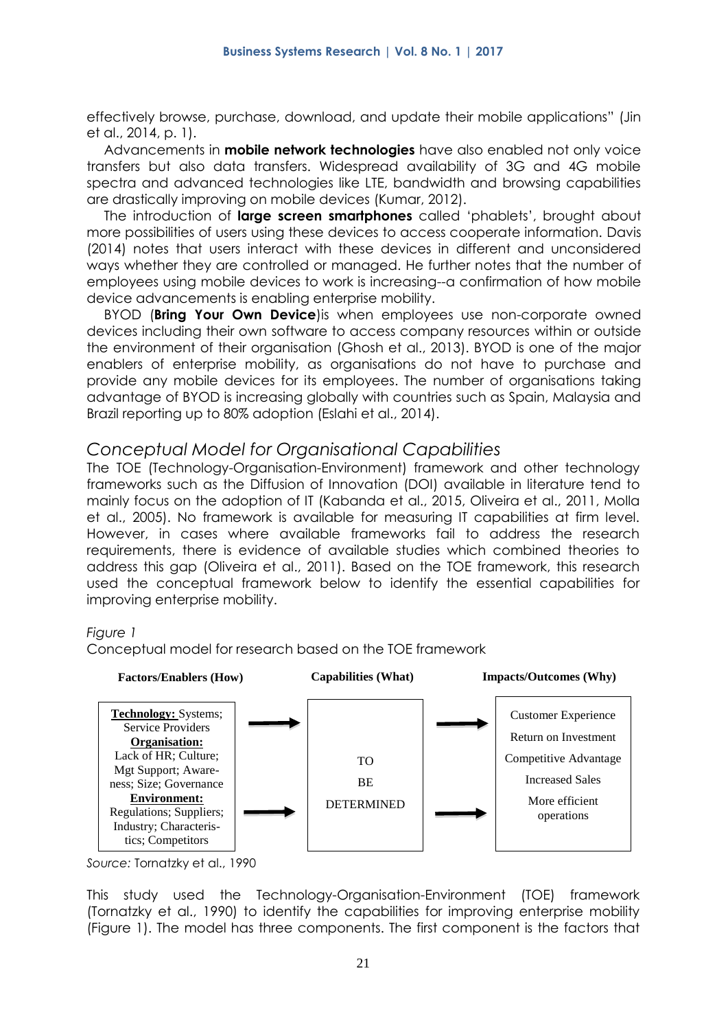effectively browse, purchase, download, and update their mobile applications" (Jin et al., 2014, p. 1).

Advancements in **mobile network technologies** have also enabled not only voice transfers but also data transfers. Widespread availability of 3G and 4G mobile spectra and advanced technologies like LTE, bandwidth and browsing capabilities are drastically improving on mobile devices (Kumar, 2012).

The introduction of **large screen smartphones** called 'phablets', brought about more possibilities of users using these devices to access cooperate information. Davis (2014) notes that users interact with these devices in different and unconsidered ways whether they are controlled or managed. He further notes that the number of employees using mobile devices to work is increasing--a confirmation of how mobile device advancements is enabling enterprise mobility.

BYOD (**Bring Your Own Device**)is when employees use non-corporate owned devices including their own software to access company resources within or outside the environment of their organisation (Ghosh et al., 2013). BYOD is one of the major enablers of enterprise mobility, as organisations do not have to purchase and provide any mobile devices for its employees. The number of organisations taking advantage of BYOD is increasing globally with countries such as Spain, Malaysia and Brazil reporting up to 80% adoption (Eslahi et al., 2014).

## *Conceptual Model for Organisational Capabilities*

The TOE (Technology-Organisation-Environment) framework and other technology frameworks such as the Diffusion of Innovation (DOI) available in literature tend to mainly focus on the adoption of IT (Kabanda et al., 2015, Oliveira et al., 2011, Molla et al., 2005). No framework is available for measuring IT capabilities at firm level. However, in cases where available frameworks fail to address the research requirements, there is evidence of available studies which combined theories to address this gap (Oliveira et al., 2011). Based on the TOE framework, this research used the conceptual framework below to identify the essential capabilities for improving enterprise mobility.

*Figure 1*

Conceptual model for research based on the TOE framework

| Factors/Enablers (How) | | Capabilities (What) | | Impacts/Outcomes (Why) |
|---|---|---|---|---|
| **Technology:** Systems; Service Providers **Organisation:** Lack of HR; Culture; Mgt Support; Awareness; Size; Governance **Environment:** Regulations; Suppliers; Industry; Characteristics; Competitors | → | TO BE DETERMINED | → | Customer Experience; Return on Investment; Competitive Advantage; Increased Sales; More efficient operations |

*Source:* Tornatzky et al., 1990

This study used the Technology-Organisation-Environment (TOE) framework (Tornatzky et al., 1990) to identify the capabilities for improving enterprise mobility (Figure 1). The model has three components. The first component is the factors that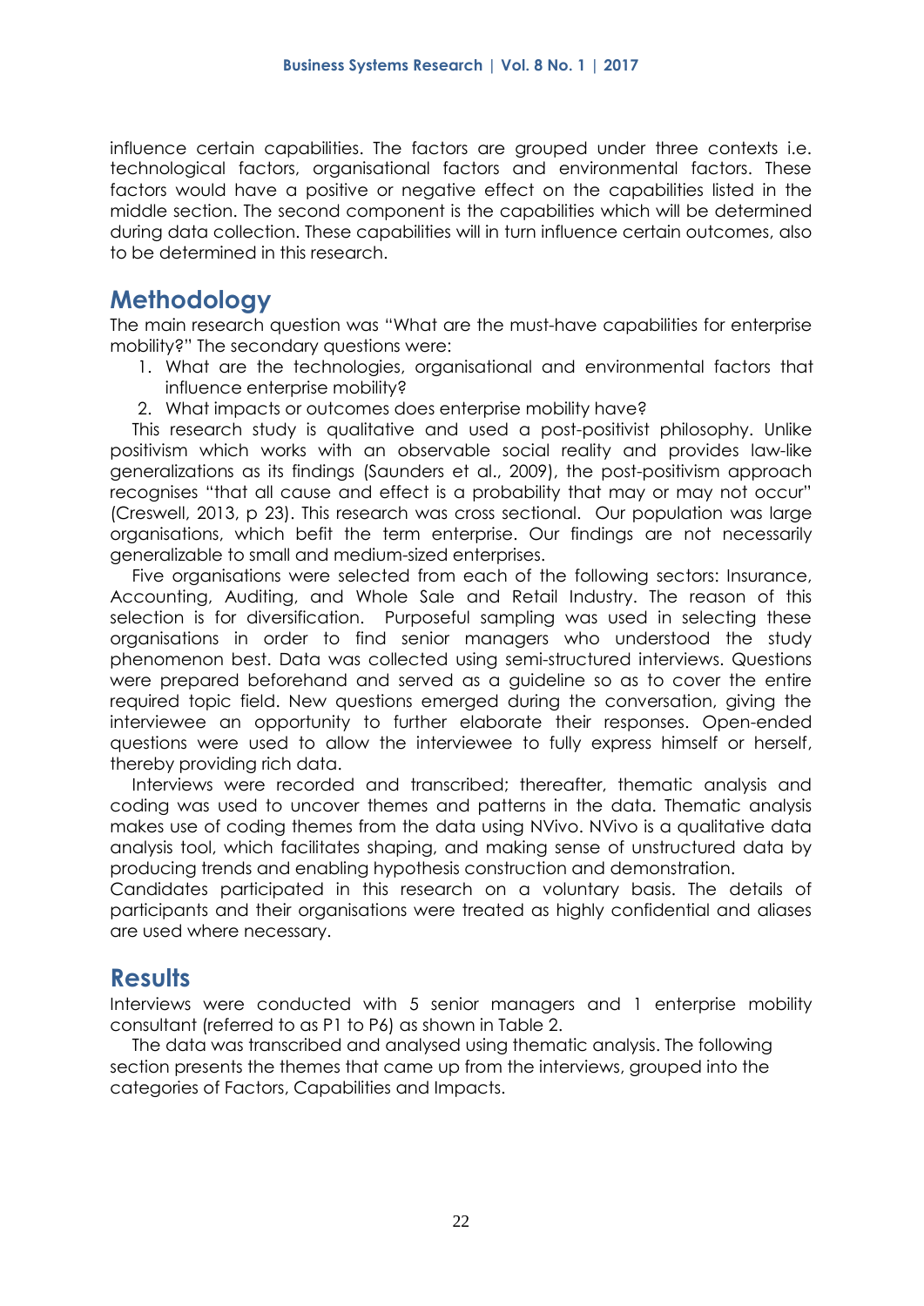influence certain capabilities. The factors are grouped under three contexts i.e. technological factors, organisational factors and environmental factors. These factors would have a positive or negative effect on the capabilities listed in the middle section. The second component is the capabilities which will be determined during data collection. These capabilities will in turn influence certain outcomes, also to be determined in this research.

## Methodology

The main research question was "What are the must-have capabilities for enterprise mobility?" The secondary questions were:

1. What are the technologies, organisational and environmental factors that influence enterprise mobility?
2. What impacts or outcomes does enterprise mobility have?

This research study is qualitative and used a post-positivist philosophy. Unlike positivism which works with an observable social reality and provides law-like generalizations as its findings (Saunders et al., 2009), the post-positivism approach recognises "that all cause and effect is a probability that may or may not occur" (Creswell, 2013, p 23). This research was cross sectional. Our population was large organisations, which befit the term enterprise. Our findings are not necessarily generalizable to small and medium-sized enterprises.

Five organisations were selected from each of the following sectors: Insurance, Accounting, Auditing, and Whole Sale and Retail Industry. The reason of this selection is for diversification. Purposeful sampling was used in selecting these organisations in order to find senior managers who understood the study phenomenon best. Data was collected using semi-structured interviews. Questions were prepared beforehand and served as a guideline so as to cover the entire required topic field. New questions emerged during the conversation, giving the interviewee an opportunity to further elaborate their responses. Open-ended questions were used to allow the interviewee to fully express himself or herself, thereby providing rich data.

Interviews were recorded and transcribed; thereafter, thematic analysis and coding was used to uncover themes and patterns in the data. Thematic analysis makes use of coding themes from the data using NVivo. NVivo is a qualitative data analysis tool, which facilitates shaping, and making sense of unstructured data by producing trends and enabling hypothesis construction and demonstration.

Candidates participated in this research on a voluntary basis. The details of participants and their organisations were treated as highly confidential and aliases are used where necessary.

## Results

Interviews were conducted with 5 senior managers and 1 enterprise mobility consultant (referred to as P1 to P6) as shown in Table 2.

The data was transcribed and analysed using thematic analysis. The following section presents the themes that came up from the interviews, grouped into the categories of Factors, Capabilities and Impacts.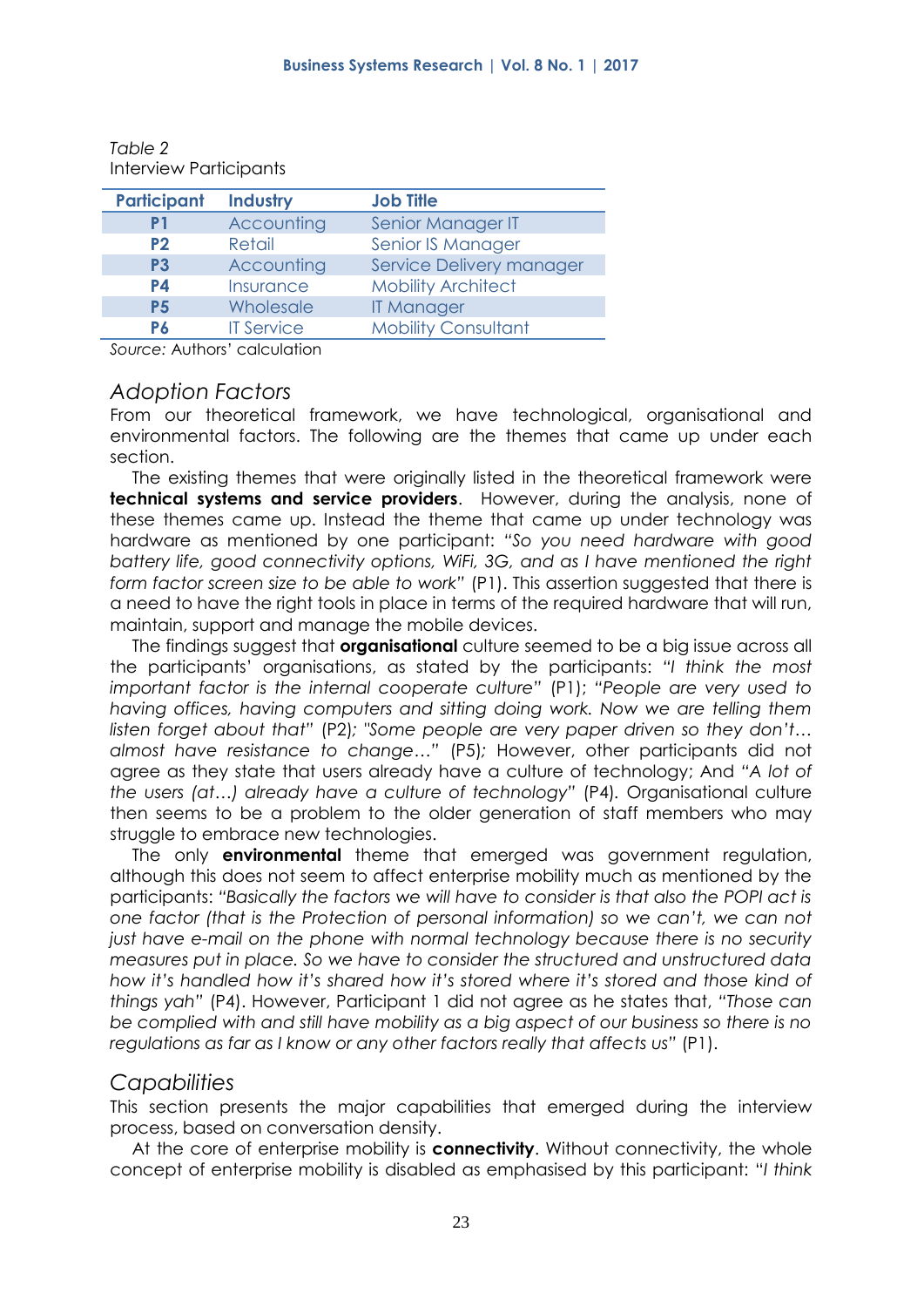*Table 2*
Interview Participants

| Participant | Industry | Job Title |
|---|---|---|
| P1 | Accounting | Senior Manager IT |
| P2 | Retail | Senior IS Manager |
| P3 | Accounting | Service Delivery manager |
| P4 | Insurance | Mobility Architect |
| P5 | Wholesale | IT Manager |
| P6 | IT Service | Mobility Consultant |

*Source:* Authors' calculation

## *Adoption Factors*

From our theoretical framework, we have technological, organisational and environmental factors. The following are the themes that came up under each section.

The existing themes that were originally listed in the theoretical framework were **technical systems and service providers**. However, during the analysis, none of these themes came up. Instead the theme that came up under technology was hardware as mentioned by one participant: *"So you need hardware with good battery life, good connectivity options, WiFi, 3G, and as I have mentioned the right form factor screen size to be able to work"* (P1). This assertion suggested that there is a need to have the right tools in place in terms of the required hardware that will run, maintain, support and manage the mobile devices.

The findings suggest that **organisational** culture seemed to be a big issue across all the participants' organisations, as stated by the participants: *"I think the most important factor is the internal cooperate culture"* (P1); *"People are very used to having offices, having computers and sitting doing work. Now we are telling them listen forget about that"* (P2)*; "Some people are very paper driven so they don't… almost have resistance to change…"* (P5)*;* However, other participants did not agree as they state that users already have a culture of technology; And *"A lot of the users (at…) already have a culture of technology"* (P4). Organisational culture then seems to be a problem to the older generation of staff members who may struggle to embrace new technologies.

The only **environmental** theme that emerged was government regulation, although this does not seem to affect enterprise mobility much as mentioned by the participants: *"Basically the factors we will have to consider is that also the POPI act is one factor (that is the Protection of personal information) so we can't, we can not just have e-mail on the phone with normal technology because there is no security measures put in place. So we have to consider the structured and unstructured data how it's handled how it's shared how it's stored where it's stored and those kind of things yah"* (P4). However, Participant 1 did not agree as he states that, *"Those can be complied with and still have mobility as a big aspect of our business so there is no regulations as far as I know or any other factors really that affects us"* (P1).

## *Capabilities*

This section presents the major capabilities that emerged during the interview process, based on conversation density.

At the core of enterprise mobility is **connectivity**. Without connectivity, the whole concept of enterprise mobility is disabled as emphasised by this participant: "*I think*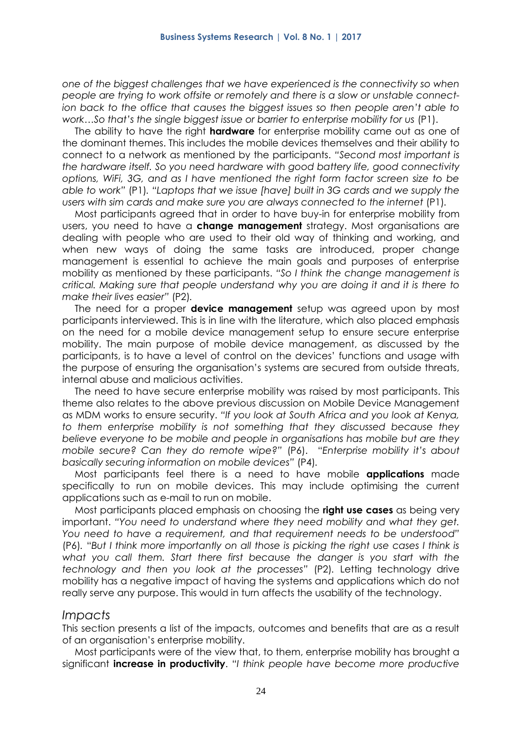*one of the biggest challenges that we have experienced is the connectivity so when people are trying to work offsite or remotely and there is a slow or unstable connection back to the office that causes the biggest issues so then people aren't able to work…So that's the single biggest issue or barrier to enterprise mobility for us* (P1).

The ability to have the right **hardware** for enterprise mobility came out as one of the dominant themes. This includes the mobile devices themselves and their ability to connect to a network as mentioned by the participants. *"Second most important is the hardware itself. So you need hardware with good battery life, good connectivity options, WiFi, 3G, and as I have mentioned the right form factor screen size to be able to work"* (P1). *"Laptops that we issue [have] built in 3G cards and we supply the users with sim cards and make sure you are always connected to the internet* (P1).

Most participants agreed that in order to have buy-in for enterprise mobility from users, you need to have a **change management** strategy. Most organisations are dealing with people who are used to their old way of thinking and working, and when new ways of doing the same tasks are introduced, proper change management is essential to achieve the main goals and purposes of enterprise mobility as mentioned by these participants. *"So I think the change management is critical. Making sure that people understand why you are doing it and it is there to make their lives easier"* (P2).

The need for a proper **device management** setup was agreed upon by most participants interviewed. This is in line with the literature, which also placed emphasis on the need for a mobile device management setup to ensure secure enterprise mobility. The main purpose of mobile device management, as discussed by the participants, is to have a level of control on the devices' functions and usage with the purpose of ensuring the organisation's systems are secured from outside threats, internal abuse and malicious activities.

The need to have secure enterprise mobility was raised by most participants. This theme also relates to the above previous discussion on Mobile Device Management as MDM works to ensure security. *"If you look at South Africa and you look at Kenya, to them enterprise mobility is not something that they discussed because they believe everyone to be mobile and people in organisations has mobile but are they mobile secure? Can they do remote wipe?"* (P6). *"Enterprise mobility it's about basically securing information on mobile devices"* (P4).

Most participants feel there is a need to have mobile **applications** made specifically to run on mobile devices. This may include optimising the current applications such as e-mail to run on mobile.

Most participants placed emphasis on choosing the **right use cases** as being very important. *"You need to understand where they need mobility and what they get. You need to have a requirement, and that requirement needs to be understood"* (P6). *"But I think more importantly on all those is picking the right use cases I think is what you call them. Start there first because the danger is you start with the technology and then you look at the processes"* (P2). Letting technology drive mobility has a negative impact of having the systems and applications which do not really serve any purpose. This would in turn affects the usability of the technology.

### *Impacts*

This section presents a list of the impacts, outcomes and benefits that are as a result of an organisation's enterprise mobility.

Most participants were of the view that, to them, enterprise mobility has brought a significant **increase in productivity**. *"I think people have become more productive*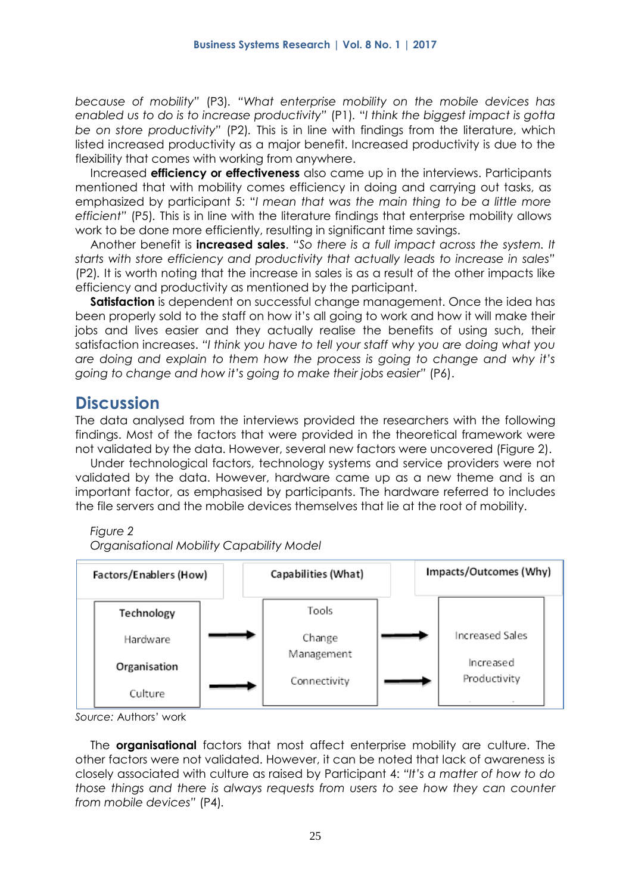*because of mobility"* (P3). *"What enterprise mobility on the mobile devices has enabled us to do is to increase productivity"* (P1). *"I think the biggest impact is gotta be on store productivity"* (P2). This is in line with findings from the literature, which listed increased productivity as a major benefit. Increased productivity is due to the flexibility that comes with working from anywhere.

Increased **efficiency or effectiveness** also came up in the interviews. Participants mentioned that with mobility comes efficiency in doing and carrying out tasks, as emphasized by participant 5: "*I mean that was the main thing to be a little more efficient"* (P5). This is in line with the literature findings that enterprise mobility allows work to be done more efficiently, resulting in significant time savings.

Another benefit is **increased sales**. *"So there is a full impact across the system. It starts with store efficiency and productivity that actually leads to increase in sales"* (P2). It is worth noting that the increase in sales is as a result of the other impacts like efficiency and productivity as mentioned by the participant.

**Satisfaction** is dependent on successful change management. Once the idea has been properly sold to the staff on how it's all going to work and how it will make their jobs and lives easier and they actually realise the benefits of using such, their satisfaction increases. *"I think you have to tell your staff why you are doing what you are doing and explain to them how the process is going to change and why it's going to change and how it's going to make their jobs easier"* (P6).

## Discussion

The data analysed from the interviews provided the researchers with the following findings. Most of the factors that were provided in the theoretical framework were not validated by the data. However, several new factors were uncovered (Figure 2).

Under technological factors, technology systems and service providers were not validated by the data. However, hardware came up as a new theme and is an important factor, as emphasised by participants. The hardware referred to includes the file servers and the mobile devices themselves that lie at the root of mobility.

*Figure 2*
*Organisational Mobility Capability Model*

| Factors/Enablers (How) | | Capabilities (What) | | Impacts/Outcomes (Why) |
|---|---|---|---|---|
| **Technology**<br>Hardware<br>**Organisation**<br>Culture | → | Tools<br>Change Management<br>Connectivity | → | Increased Sales<br>Increased Productivity |

*Source:* Authors' work

The **organisational** factors that most affect enterprise mobility are culture. The other factors were not validated. However, it can be noted that lack of awareness is closely associated with culture as raised by Participant 4: *"It's a matter of how to do those things and there is always requests from users to see how they can counter from mobile devices"* (P4).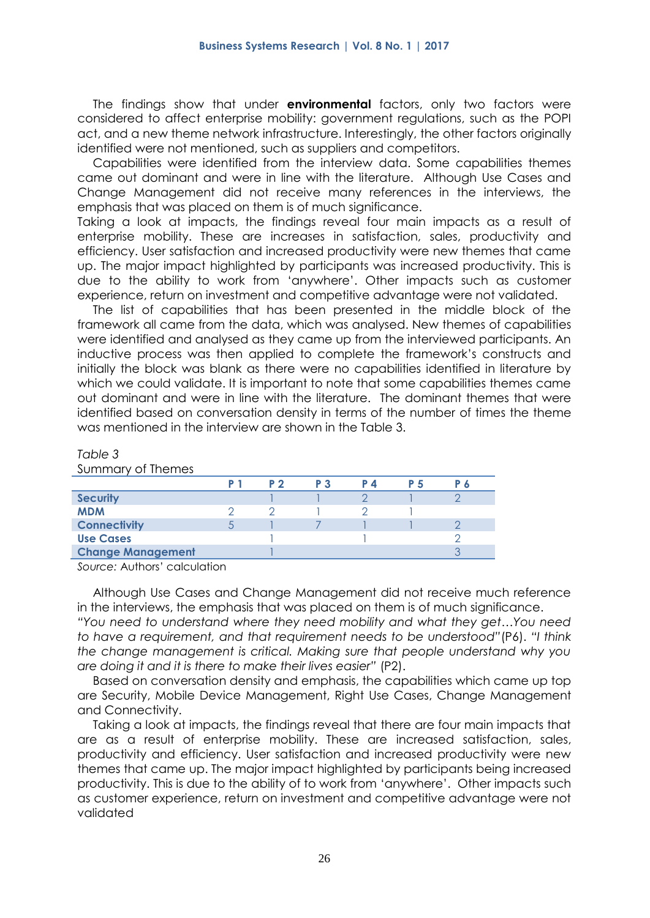The findings show that under **environmental** factors, only two factors were considered to affect enterprise mobility: government regulations, such as the POPI act, and a new theme network infrastructure. Interestingly, the other factors originally identified were not mentioned, such as suppliers and competitors.

Capabilities were identified from the interview data. Some capabilities themes came out dominant and were in line with the literature. Although Use Cases and Change Management did not receive many references in the interviews, the emphasis that was placed on them is of much significance.

Taking a look at impacts, the findings reveal four main impacts as a result of enterprise mobility. These are increases in satisfaction, sales, productivity and efficiency. User satisfaction and increased productivity were new themes that came up. The major impact highlighted by participants was increased productivity. This is due to the ability to work from 'anywhere'. Other impacts such as customer experience, return on investment and competitive advantage were not validated.

The list of capabilities that has been presented in the middle block of the framework all came from the data, which was analysed. New themes of capabilities were identified and analysed as they came up from the interviewed participants. An inductive process was then applied to complete the framework's constructs and initially the block was blank as there were no capabilities identified in literature by which we could validate. It is important to note that some capabilities themes came out dominant and were in line with the literature. The dominant themes that were identified based on conversation density in terms of the number of times the theme was mentioned in the interview are shown in the Table 3.

*Table 3*
Summary of Themes

| | P 1 | P 2 | P 3 | P 4 | P 5 | P 6 |
|---|---|---|---|---|---|---|
| **Security** | | 1 | 1 | 2 | 1 | 2 |
| **MDM** | 2 | 2 | 1 | 2 | 1 | |
| **Connectivity** | 5 | 1 | 7 | 1 | 1 | 2 |
| **Use Cases** | | 1 | | 1 | | 2 |
| **Change Management** | | 1 | | | | 3 |

*Source:* Authors' calculation

Although Use Cases and Change Management did not receive much reference in the interviews, the emphasis that was placed on them is of much significance. *"You need to understand where they need mobility and what they get…You need to have a requirement, and that requirement needs to be understood"* (P6). *"I think the change management is critical. Making sure that people understand why you are doing it and it is there to make their lives easier"* (P2).

Based on conversation density and emphasis, the capabilities which came up top are Security, Mobile Device Management, Right Use Cases, Change Management and Connectivity.

Taking a look at impacts, the findings reveal that there are four main impacts that are as a result of enterprise mobility. These are increased satisfaction, sales, productivity and efficiency. User satisfaction and increased productivity were new themes that came up. The major impact highlighted by participants being increased productivity. This is due to the ability of to work from 'anywhere'. Other impacts such as customer experience, return on investment and competitive advantage were not validated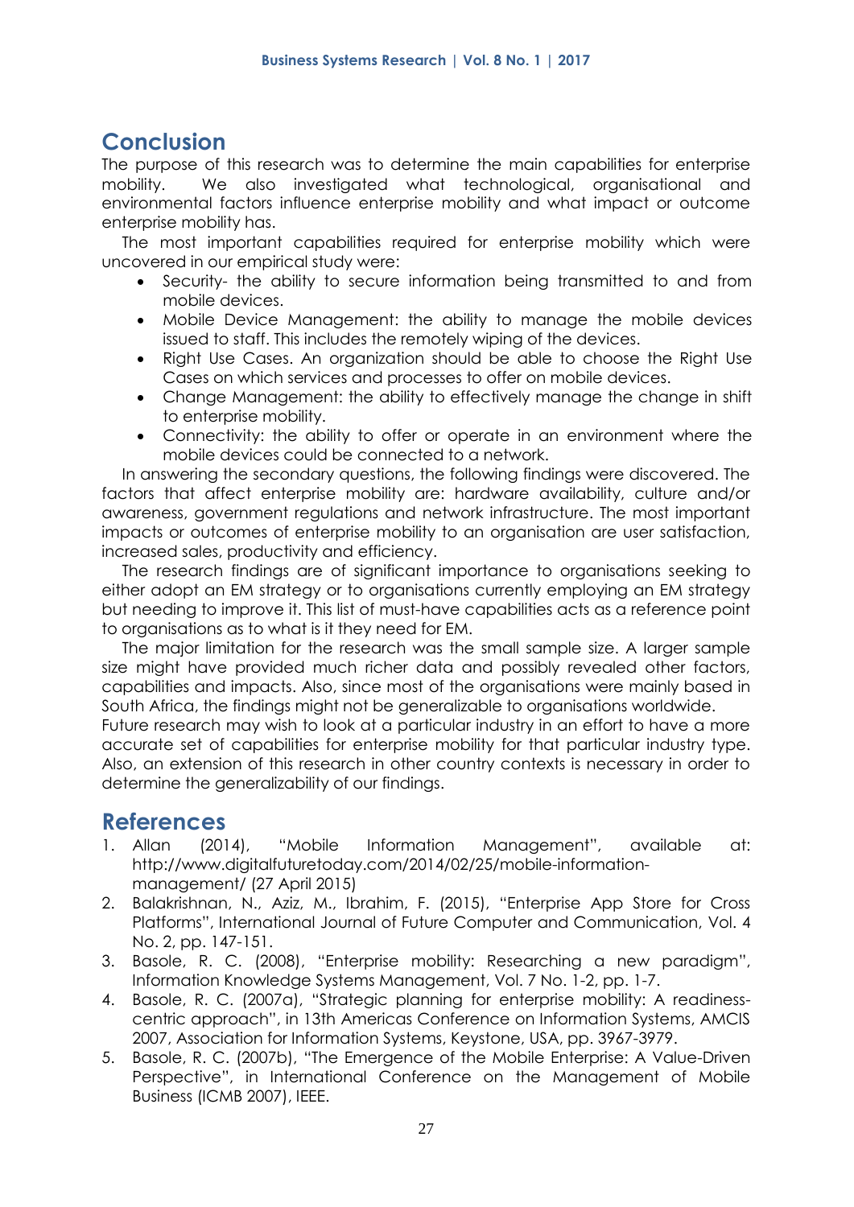## Conclusion

The purpose of this research was to determine the main capabilities for enterprise mobility. We also investigated what technological, organisational and environmental factors influence enterprise mobility and what impact or outcome enterprise mobility has.

The most important capabilities required for enterprise mobility which were uncovered in our empirical study were:

- Security- the ability to secure information being transmitted to and from mobile devices.
- Mobile Device Management: the ability to manage the mobile devices issued to staff. This includes the remotely wiping of the devices.
- Right Use Cases. An organization should be able to choose the Right Use Cases on which services and processes to offer on mobile devices.
- Change Management: the ability to effectively manage the change in shift to enterprise mobility.
- Connectivity: the ability to offer or operate in an environment where the mobile devices could be connected to a network.

In answering the secondary questions, the following findings were discovered. The factors that affect enterprise mobility are: hardware availability, culture and/or awareness, government regulations and network infrastructure. The most important impacts or outcomes of enterprise mobility to an organisation are user satisfaction, increased sales, productivity and efficiency.

The research findings are of significant importance to organisations seeking to either adopt an EM strategy or to organisations currently employing an EM strategy but needing to improve it. This list of must-have capabilities acts as a reference point to organisations as to what is it they need for EM.

The major limitation for the research was the small sample size. A larger sample size might have provided much richer data and possibly revealed other factors, capabilities and impacts. Also, since most of the organisations were mainly based in South Africa, the findings might not be generalizable to organisations worldwide.
Future research may wish to look at a particular industry in an effort to have a more accurate set of capabilities for enterprise mobility for that particular industry type. Also, an extension of this research in other country contexts is necessary in order to determine the generalizability of our findings.

## References

1. Allan (2014), "Mobile Information Management", available at: http://www.digitalfuturetoday.com/2014/02/25/mobile-information-management/ (27 April 2015)
2. Balakrishnan, N., Aziz, M., Ibrahim, F. (2015), "Enterprise App Store for Cross Platforms", International Journal of Future Computer and Communication, Vol. 4 No. 2, pp. 147-151.
3. Basole, R. C. (2008), "Enterprise mobility: Researching a new paradigm", Information Knowledge Systems Management, Vol. 7 No. 1-2, pp. 1-7.
4. Basole, R. C. (2007a), "Strategic planning for enterprise mobility: A readiness-centric approach", in 13th Americas Conference on Information Systems, AMCIS 2007, Association for Information Systems, Keystone, USA, pp. 3967-3979.
5. Basole, R. C. (2007b), "The Emergence of the Mobile Enterprise: A Value-Driven Perspective", in International Conference on the Management of Mobile Business (ICMB 2007), IEEE.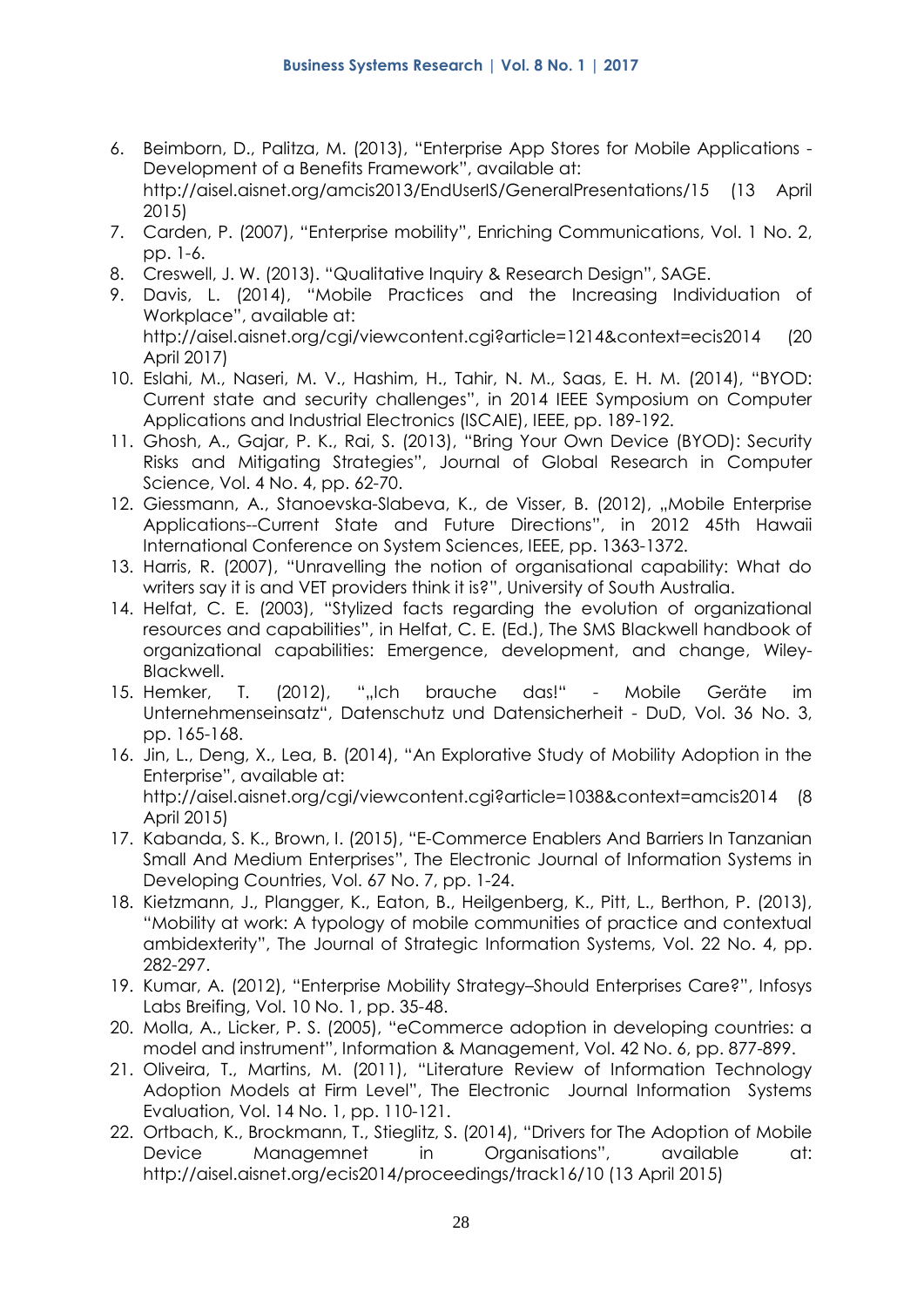6. Beimborn, D., Palitza, M. (2013), "Enterprise App Stores for Mobile Applications - Development of a Benefits Framework", available at: http://aisel.aisnet.org/amcis2013/EndUserIS/GeneralPresentations/15 (13 April 2015)
7. Carden, P. (2007), "Enterprise mobility", Enriching Communications, Vol. 1 No. 2, pp. 1-6.
8. Creswell, J. W. (2013). "Qualitative Inquiry & Research Design", SAGE.
9. Davis, L. (2014), "Mobile Practices and the Increasing Individuation of Workplace", available at: http://aisel.aisnet.org/cgi/viewcontent.cgi?article=1214&context=ecis2014 (20 April 2017)
10. Eslahi, M., Naseri, M. V., Hashim, H., Tahir, N. M., Saas, E. H. M. (2014), "BYOD: Current state and security challenges", in 2014 IEEE Symposium on Computer Applications and Industrial Electronics (ISCAIE), IEEE, pp. 189-192.
11. Ghosh, A., Gajar, P. K., Rai, S. (2013), "Bring Your Own Device (BYOD): Security Risks and Mitigating Strategies", Journal of Global Research in Computer Science, Vol. 4 No. 4, pp. 62-70.
12. Giessmann, A., Stanoevska-Slabeva, K., de Visser, B. (2012), „Mobile Enterprise Applications--Current State and Future Directions", in 2012 45th Hawaii International Conference on System Sciences, IEEE, pp. 1363-1372.
13. Harris, R. (2007), "Unravelling the notion of organisational capability: What do writers say it is and VET providers think it is?", University of South Australia.
14. Helfat, C. E. (2003), "Stylized facts regarding the evolution of organizational resources and capabilities", in Helfat, C. E. (Ed.), The SMS Blackwell handbook of organizational capabilities: Emergence, development, and change, Wiley-Blackwell.
15. Hemker, T. (2012), "„Ich brauche das!" - Mobile Geräte im Unternehmenseinsatz", Datenschutz und Datensicherheit - DuD, Vol. 36 No. 3, pp. 165-168.
16. Jin, L., Deng, X., Lea, B. (2014), "An Explorative Study of Mobility Adoption in the Enterprise", available at: http://aisel.aisnet.org/cgi/viewcontent.cgi?article=1038&context=amcis2014 (8 April 2015)
17. Kabanda, S. K., Brown, I. (2015), "E-Commerce Enablers And Barriers In Tanzanian Small And Medium Enterprises", The Electronic Journal of Information Systems in Developing Countries, Vol. 67 No. 7, pp. 1-24.
18. Kietzmann, J., Plangger, K., Eaton, B., Heilgenberg, K., Pitt, L., Berthon, P. (2013), "Mobility at work: A typology of mobile communities of practice and contextual ambidexterity", The Journal of Strategic Information Systems, Vol. 22 No. 4, pp. 282-297.
19. Kumar, A. (2012), "Enterprise Mobility Strategy–Should Enterprises Care?", Infosys Labs Breifing, Vol. 10 No. 1, pp. 35-48.
20. Molla, A., Licker, P. S. (2005), "eCommerce adoption in developing countries: a model and instrument", Information & Management, Vol. 42 No. 6, pp. 877-899.
21. Oliveira, T., Martins, M. (2011), "Literature Review of Information Technology Adoption Models at Firm Level", The Electronic Journal Information Systems Evaluation, Vol. 14 No. 1, pp. 110-121.
22. Ortbach, K., Brockmann, T., Stieglitz, S. (2014), "Drivers for The Adoption of Mobile Device Managemnet in Organisations", available at: http://aisel.aisnet.org/ecis2014/proceedings/track16/10 (13 April 2015)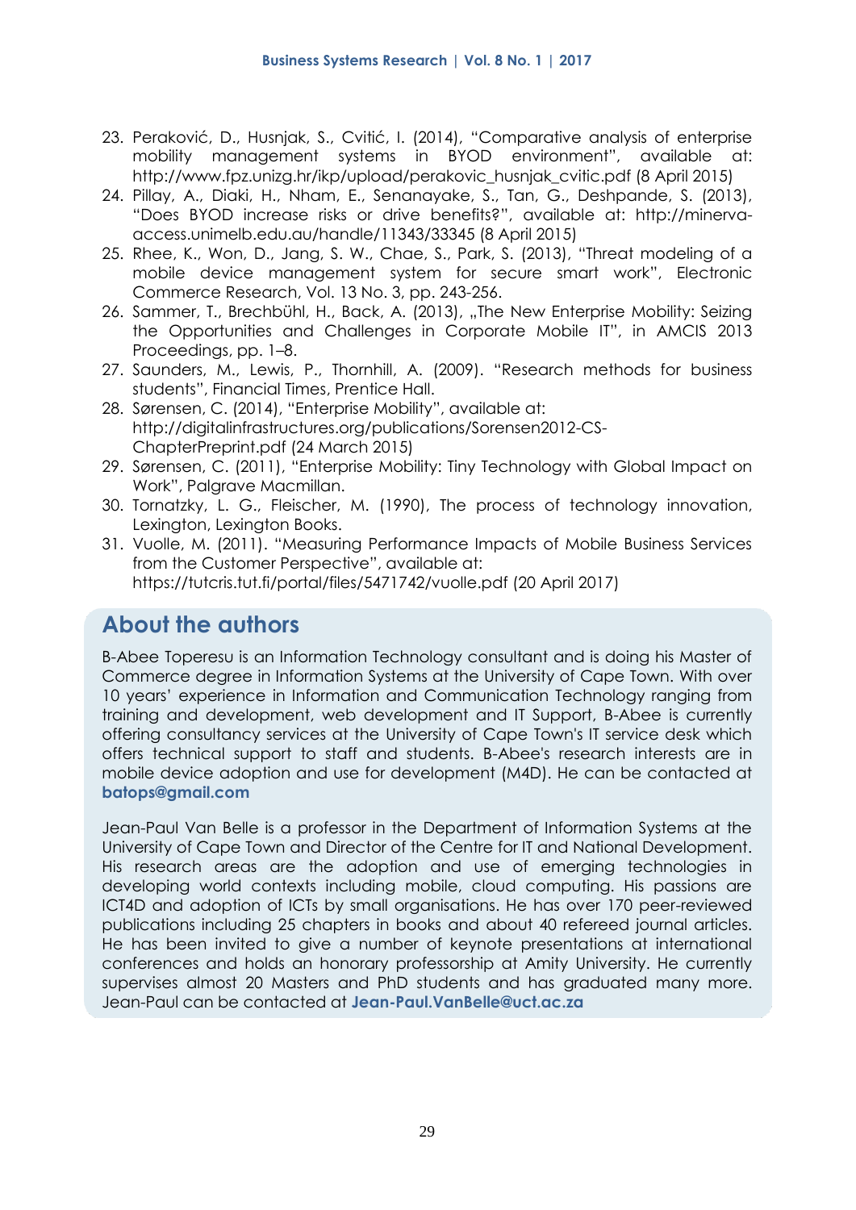23. Peraković, D., Husnjak, S., Cvitić, I. (2014), "Comparative analysis of enterprise mobility management systems in BYOD environment", available at: http://www.fpz.unizg.hr/ikp/upload/perakovic_husnjak_cvitic.pdf (8 April 2015)
24. Pillay, A., Diaki, H., Nham, E., Senanayake, S., Tan, G., Deshpande, S. (2013), "Does BYOD increase risks or drive benefits?", available at: http://minerva-access.unimelb.edu.au/handle/11343/33345 (8 April 2015)
25. Rhee, K., Won, D., Jang, S. W., Chae, S., Park, S. (2013), "Threat modeling of a mobile device management system for secure smart work", Electronic Commerce Research, Vol. 13 No. 3, pp. 243-256.
26. Sammer, T., Brechbühl, H., Back, A. (2013), „The New Enterprise Mobility: Seizing the Opportunities and Challenges in Corporate Mobile IT", in AMCIS 2013 Proceedings, pp. 1–8.
27. Saunders, M., Lewis, P., Thornhill, A. (2009). "Research methods for business students", Financial Times, Prentice Hall.
28. Sørensen, C. (2014), "Enterprise Mobility", available at: http://digitalinfrastructures.org/publications/Sorensen2012-CS-ChapterPreprint.pdf (24 March 2015)
29. Sørensen, C. (2011), "Enterprise Mobility: Tiny Technology with Global Impact on Work", Palgrave Macmillan.
30. Tornatzky, L. G., Fleischer, M. (1990), The process of technology innovation, Lexington, Lexington Books.
31. Vuolle, M. (2011). "Measuring Performance Impacts of Mobile Business Services from the Customer Perspective", available at: https://tutcris.tut.fi/portal/files/5471742/vuolle.pdf (20 April 2017)

## About the authors

B-Abee Toperesu is an Information Technology consultant and is doing his Master of Commerce degree in Information Systems at the University of Cape Town. With over 10 years' experience in Information and Communication Technology ranging from training and development, web development and IT Support, B-Abee is currently offering consultancy services at the University of Cape Town's IT service desk which offers technical support to staff and students. B-Abee's research interests are in mobile device adoption and use for development (M4D). He can be contacted at **batops@gmail.com**

Jean-Paul Van Belle is a professor in the Department of Information Systems at the University of Cape Town and Director of the Centre for IT and National Development. His research areas are the adoption and use of emerging technologies in developing world contexts including mobile, cloud computing. His passions are ICT4D and adoption of ICTs by small organisations. He has over 170 peer-reviewed publications including 25 chapters in books and about 40 refereed journal articles. He has been invited to give a number of keynote presentations at international conferences and holds an honorary professorship at Amity University. He currently supervises almost 20 Masters and PhD students and has graduated many more. Jean-Paul can be contacted at **Jean-Paul.VanBelle@uct.ac.za**